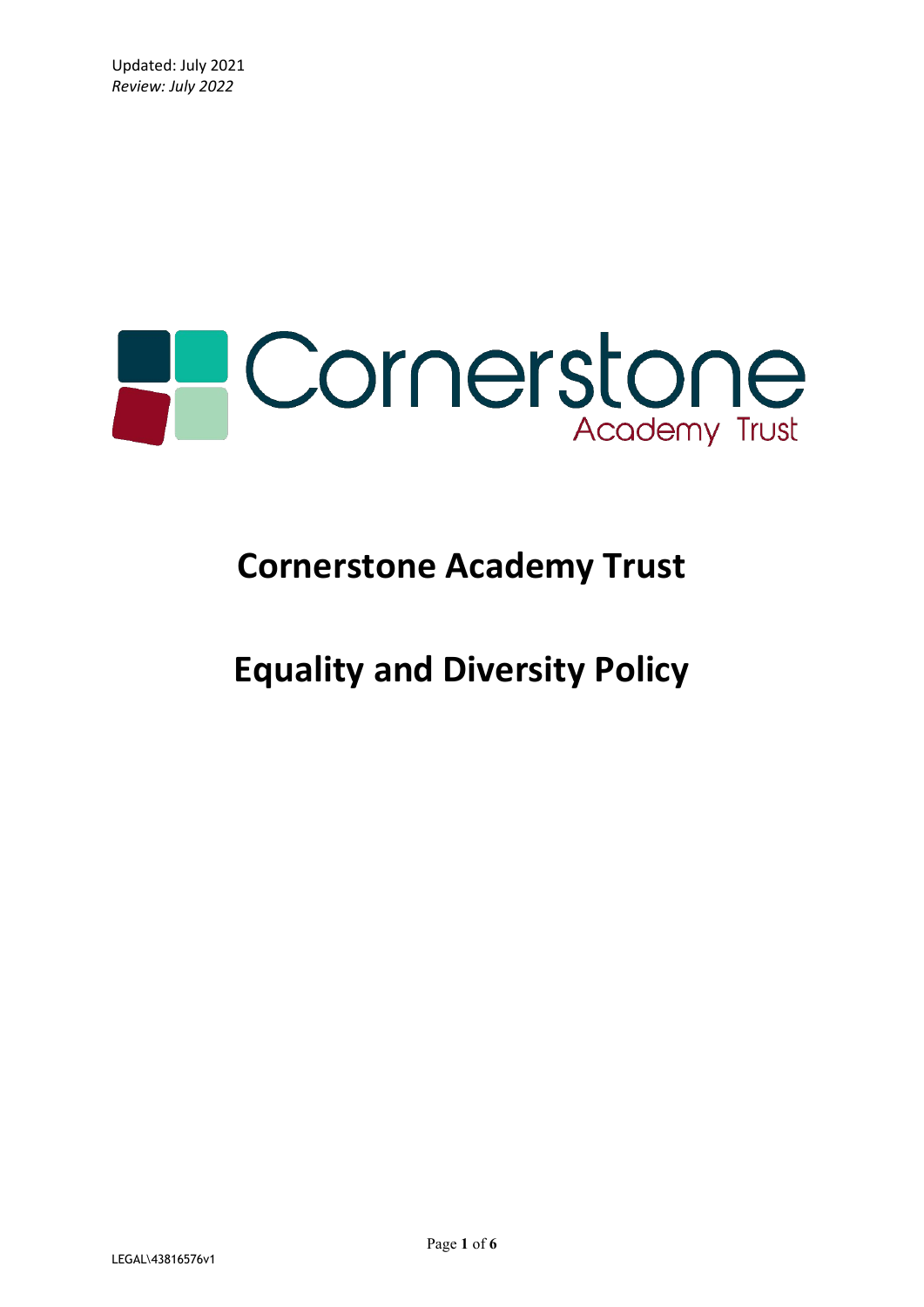Updated: July 2021
*Review: July 2022*

# Cornerstone Academy Trust

# Equality and Diversity Policy

LEGAL\43816576v1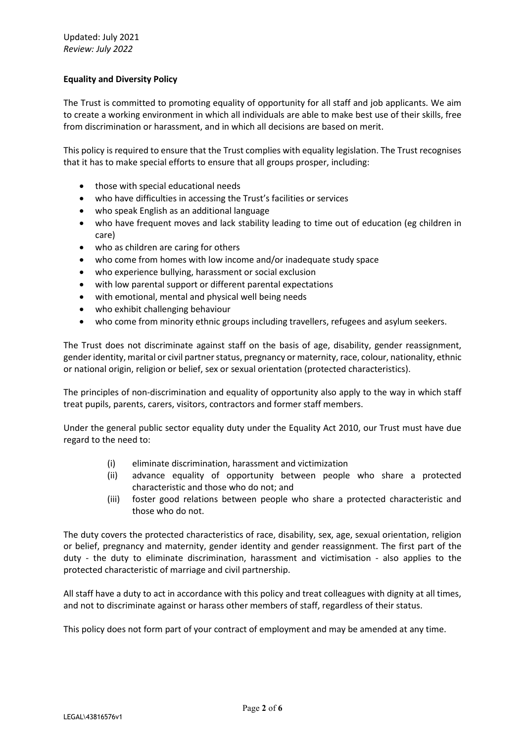Updated: July 2021
*Review: July 2022*

**Equality and Diversity Policy**

The Trust is committed to promoting equality of opportunity for all staff and job applicants. We aim to create a working environment in which all individuals are able to make best use of their skills, free from discrimination or harassment, and in which all decisions are based on merit.

This policy is required to ensure that the Trust complies with equality legislation. The Trust recognises that it has to make special efforts to ensure that all groups prosper, including:

- those with special educational needs
- who have difficulties in accessing the Trust's facilities or services
- who speak English as an additional language
- who have frequent moves and lack stability leading to time out of education (eg children in care)
- who as children are caring for others
- who come from homes with low income and/or inadequate study space
- who experience bullying, harassment or social exclusion
- with low parental support or different parental expectations
- with emotional, mental and physical well being needs
- who exhibit challenging behaviour
- who come from minority ethnic groups including travellers, refugees and asylum seekers.

The Trust does not discriminate against staff on the basis of age, disability, gender reassignment, gender identity, marital or civil partner status, pregnancy or maternity, race, colour, nationality, ethnic or national origin, religion or belief, sex or sexual orientation (protected characteristics).

The principles of non-discrimination and equality of opportunity also apply to the way in which staff treat pupils, parents, carers, visitors, contractors and former staff members.

Under the general public sector equality duty under the Equality Act 2010, our Trust must have due regard to the need to:

(i) eliminate discrimination, harassment and victimization
(ii) advance equality of opportunity between people who share a protected characteristic and those who do not; and
(iii) foster good relations between people who share a protected characteristic and those who do not.

The duty covers the protected characteristics of race, disability, sex, age, sexual orientation, religion or belief, pregnancy and maternity, gender identity and gender reassignment. The first part of the duty - the duty to eliminate discrimination, harassment and victimisation - also applies to the protected characteristic of marriage and civil partnership.

All staff have a duty to act in accordance with this policy and treat colleagues with dignity at all times, and not to discriminate against or harass other members of staff, regardless of their status.

This policy does not form part of your contract of employment and may be amended at any time.

LEGAL\43816576v1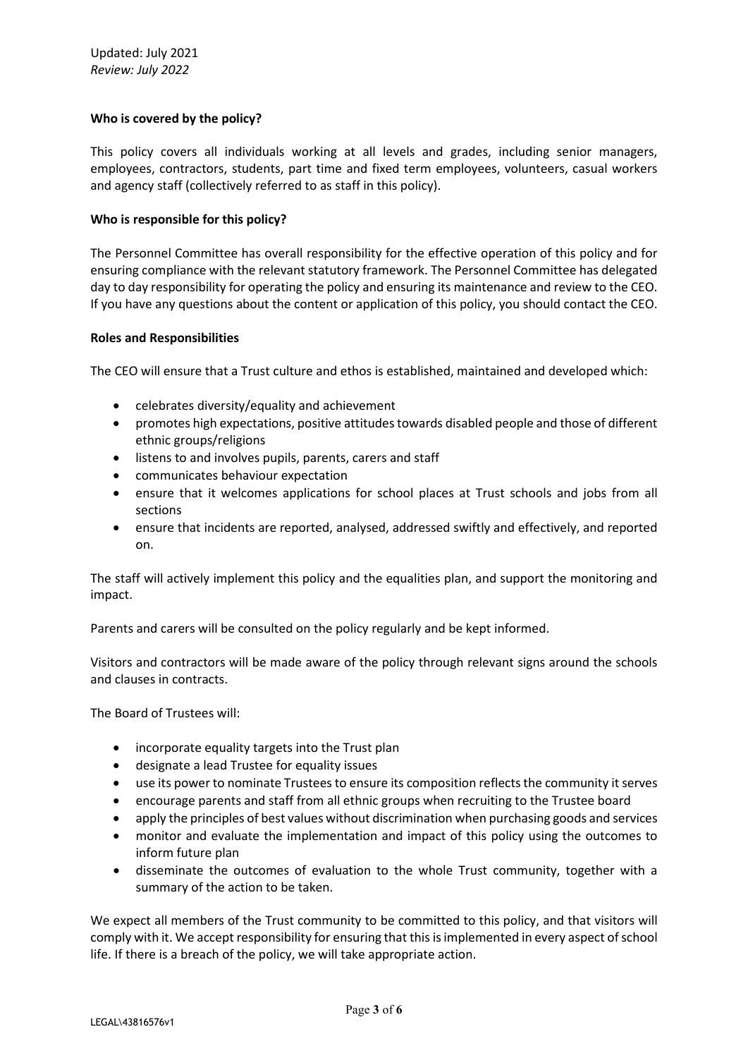**Who is covered by the policy?**

This policy covers all individuals working at all levels and grades, including senior managers, employees, contractors, students, part time and fixed term employees, volunteers, casual workers and agency staff (collectively referred to as staff in this policy).

**Who is responsible for this policy?**

The Personnel Committee has overall responsibility for the effective operation of this policy and for ensuring compliance with the relevant statutory framework. The Personnel Committee has delegated day to day responsibility for operating the policy and ensuring its maintenance and review to the CEO. If you have any questions about the content or application of this policy, you should contact the CEO.

**Roles and Responsibilities**

The CEO will ensure that a Trust culture and ethos is established, maintained and developed which:

- celebrates diversity/equality and achievement
- promotes high expectations, positive attitudes towards disabled people and those of different ethnic groups/religions
- listens to and involves pupils, parents, carers and staff
- communicates behaviour expectation
- ensure that it welcomes applications for school places at Trust schools and jobs from all sections
- ensure that incidents are reported, analysed, addressed swiftly and effectively, and reported on.

The staff will actively implement this policy and the equalities plan, and support the monitoring and impact.

Parents and carers will be consulted on the policy regularly and be kept informed.

Visitors and contractors will be made aware of the policy through relevant signs around the schools and clauses in contracts.

The Board of Trustees will:

- incorporate equality targets into the Trust plan
- designate a lead Trustee for equality issues
- use its power to nominate Trustees to ensure its composition reflects the community it serves
- encourage parents and staff from all ethnic groups when recruiting to the Trustee board
- apply the principles of best values without discrimination when purchasing goods and services
- monitor and evaluate the implementation and impact of this policy using the outcomes to inform future plan
- disseminate the outcomes of evaluation to the whole Trust community, together with a summary of the action to be taken.

We expect all members of the Trust community to be committed to this policy, and that visitors will comply with it. We accept responsibility for ensuring that this is implemented in every aspect of school life. If there is a breach of the policy, we will take appropriate action.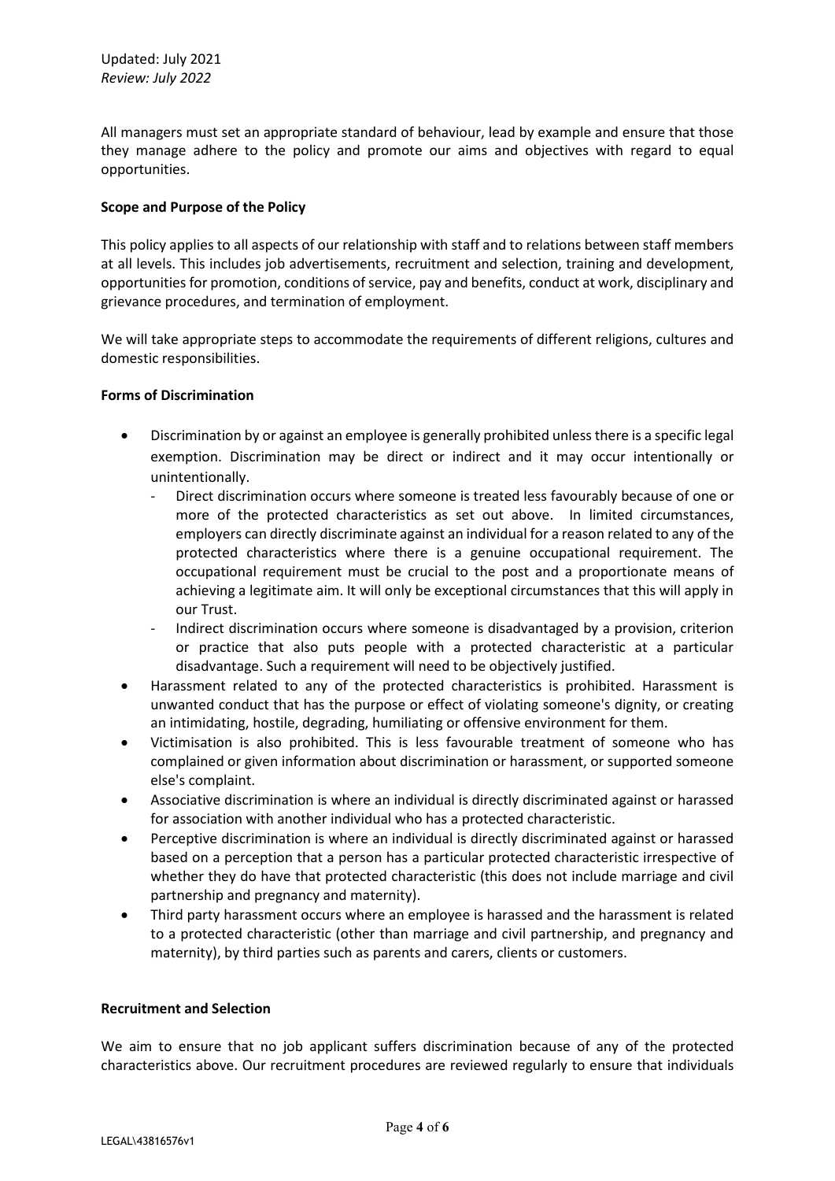All managers must set an appropriate standard of behaviour, lead by example and ensure that those they manage adhere to the policy and promote our aims and objectives with regard to equal opportunities.

**Scope and Purpose of the Policy**

This policy applies to all aspects of our relationship with staff and to relations between staff members at all levels. This includes job advertisements, recruitment and selection, training and development, opportunities for promotion, conditions of service, pay and benefits, conduct at work, disciplinary and grievance procedures, and termination of employment.

We will take appropriate steps to accommodate the requirements of different religions, cultures and domestic responsibilities.

**Forms of Discrimination**

- Discrimination by or against an employee is generally prohibited unless there is a specific legal exemption. Discrimination may be direct or indirect and it may occur intentionally or unintentionally.
  - Direct discrimination occurs where someone is treated less favourably because of one or more of the protected characteristics as set out above. In limited circumstances, employers can directly discriminate against an individual for a reason related to any of the protected characteristics where there is a genuine occupational requirement. The occupational requirement must be crucial to the post and a proportionate means of achieving a legitimate aim. It will only be exceptional circumstances that this will apply in our Trust.
  - Indirect discrimination occurs where someone is disadvantaged by a provision, criterion or practice that also puts people with a protected characteristic at a particular disadvantage. Such a requirement will need to be objectively justified.
- Harassment related to any of the protected characteristics is prohibited. Harassment is unwanted conduct that has the purpose or effect of violating someone's dignity, or creating an intimidating, hostile, degrading, humiliating or offensive environment for them.
- Victimisation is also prohibited. This is less favourable treatment of someone who has complained or given information about discrimination or harassment, or supported someone else's complaint.
- Associative discrimination is where an individual is directly discriminated against or harassed for association with another individual who has a protected characteristic.
- Perceptive discrimination is where an individual is directly discriminated against or harassed based on a perception that a person has a particular protected characteristic irrespective of whether they do have that protected characteristic (this does not include marriage and civil partnership and pregnancy and maternity).
- Third party harassment occurs where an employee is harassed and the harassment is related to a protected characteristic (other than marriage and civil partnership, and pregnancy and maternity), by third parties such as parents and carers, clients or customers.

**Recruitment and Selection**

We aim to ensure that no job applicant suffers discrimination because of any of the protected characteristics above. Our recruitment procedures are reviewed regularly to ensure that individuals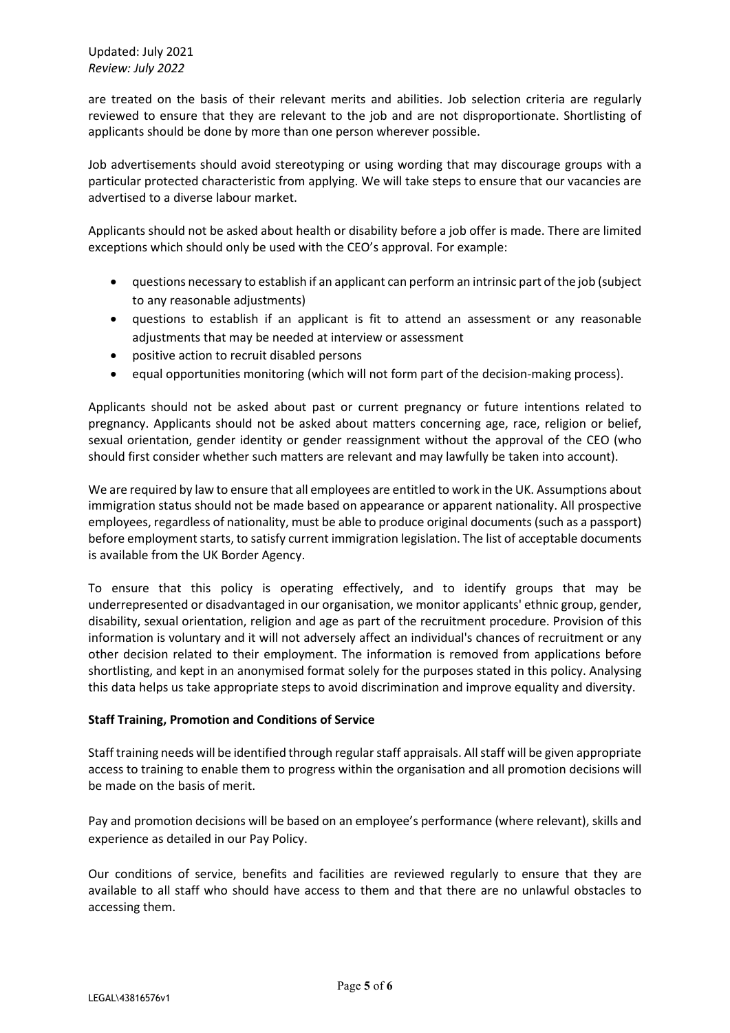are treated on the basis of their relevant merits and abilities. Job selection criteria are regularly reviewed to ensure that they are relevant to the job and are not disproportionate. Shortlisting of applicants should be done by more than one person wherever possible.

Job advertisements should avoid stereotyping or using wording that may discourage groups with a particular protected characteristic from applying. We will take steps to ensure that our vacancies are advertised to a diverse labour market.

Applicants should not be asked about health or disability before a job offer is made. There are limited exceptions which should only be used with the CEO's approval. For example:

- questions necessary to establish if an applicant can perform an intrinsic part of the job (subject to any reasonable adjustments)
- questions to establish if an applicant is fit to attend an assessment or any reasonable adjustments that may be needed at interview or assessment
- positive action to recruit disabled persons
- equal opportunities monitoring (which will not form part of the decision-making process).

Applicants should not be asked about past or current pregnancy or future intentions related to pregnancy. Applicants should not be asked about matters concerning age, race, religion or belief, sexual orientation, gender identity or gender reassignment without the approval of the CEO (who should first consider whether such matters are relevant and may lawfully be taken into account).

We are required by law to ensure that all employees are entitled to work in the UK. Assumptions about immigration status should not be made based on appearance or apparent nationality. All prospective employees, regardless of nationality, must be able to produce original documents (such as a passport) before employment starts, to satisfy current immigration legislation. The list of acceptable documents is available from the UK Border Agency.

To ensure that this policy is operating effectively, and to identify groups that may be underrepresented or disadvantaged in our organisation, we monitor applicants' ethnic group, gender, disability, sexual orientation, religion and age as part of the recruitment procedure. Provision of this information is voluntary and it will not adversely affect an individual's chances of recruitment or any other decision related to their employment. The information is removed from applications before shortlisting, and kept in an anonymised format solely for the purposes stated in this policy. Analysing this data helps us take appropriate steps to avoid discrimination and improve equality and diversity.

**Staff Training, Promotion and Conditions of Service**

Staff training needs will be identified through regular staff appraisals. All staff will be given appropriate access to training to enable them to progress within the organisation and all promotion decisions will be made on the basis of merit.

Pay and promotion decisions will be based on an employee's performance (where relevant), skills and experience as detailed in our Pay Policy.

Our conditions of service, benefits and facilities are reviewed regularly to ensure that they are available to all staff who should have access to them and that there are no unlawful obstacles to accessing them.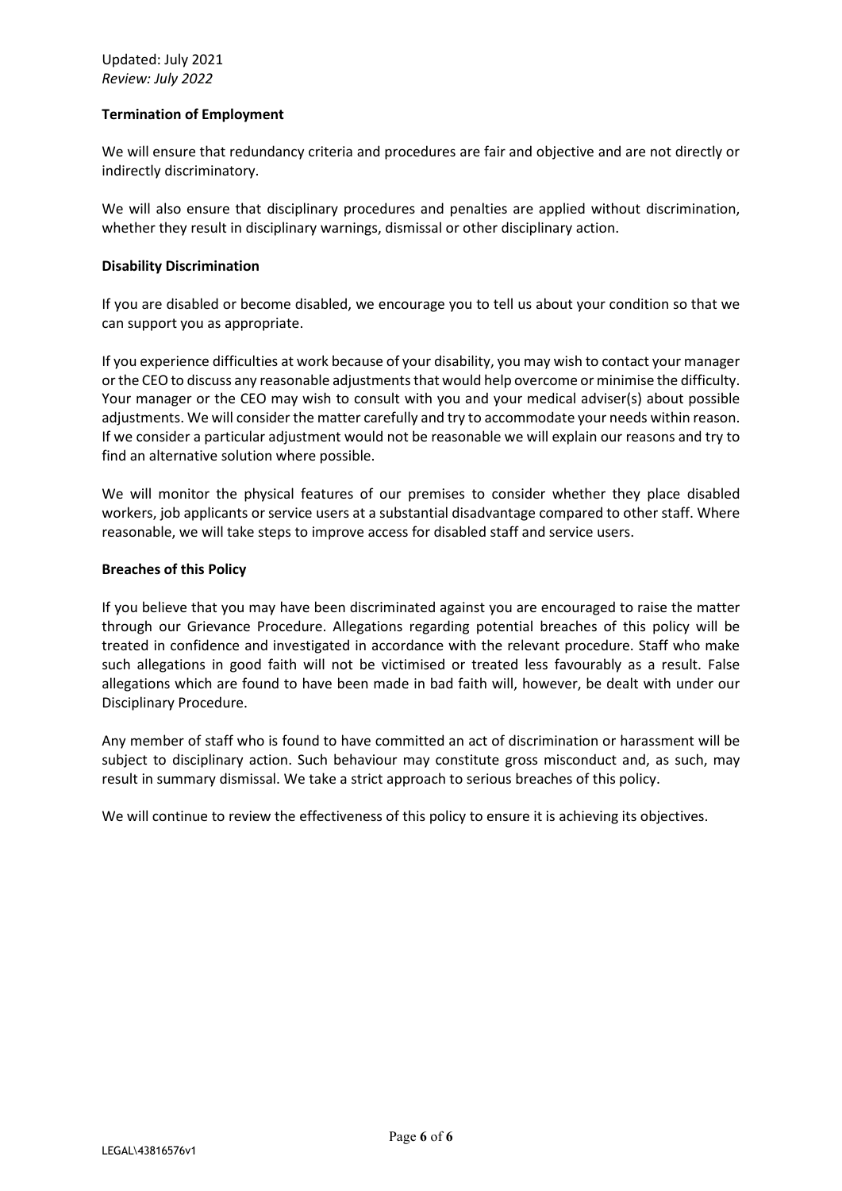**Termination of Employment**

We will ensure that redundancy criteria and procedures are fair and objective and are not directly or indirectly discriminatory.

We will also ensure that disciplinary procedures and penalties are applied without discrimination, whether they result in disciplinary warnings, dismissal or other disciplinary action.

**Disability Discrimination**

If you are disabled or become disabled, we encourage you to tell us about your condition so that we can support you as appropriate.

If you experience difficulties at work because of your disability, you may wish to contact your manager or the CEO to discuss any reasonable adjustments that would help overcome or minimise the difficulty. Your manager or the CEO may wish to consult with you and your medical adviser(s) about possible adjustments. We will consider the matter carefully and try to accommodate your needs within reason. If we consider a particular adjustment would not be reasonable we will explain our reasons and try to find an alternative solution where possible.

We will monitor the physical features of our premises to consider whether they place disabled workers, job applicants or service users at a substantial disadvantage compared to other staff. Where reasonable, we will take steps to improve access for disabled staff and service users.

**Breaches of this Policy**

If you believe that you may have been discriminated against you are encouraged to raise the matter through our Grievance Procedure. Allegations regarding potential breaches of this policy will be treated in confidence and investigated in accordance with the relevant procedure. Staff who make such allegations in good faith will not be victimised or treated less favourably as a result. False allegations which are found to have been made in bad faith will, however, be dealt with under our Disciplinary Procedure.

Any member of staff who is found to have committed an act of discrimination or harassment will be subject to disciplinary action. Such behaviour may constitute gross misconduct and, as such, may result in summary dismissal. We take a strict approach to serious breaches of this policy.

We will continue to review the effectiveness of this policy to ensure it is achieving its objectives.